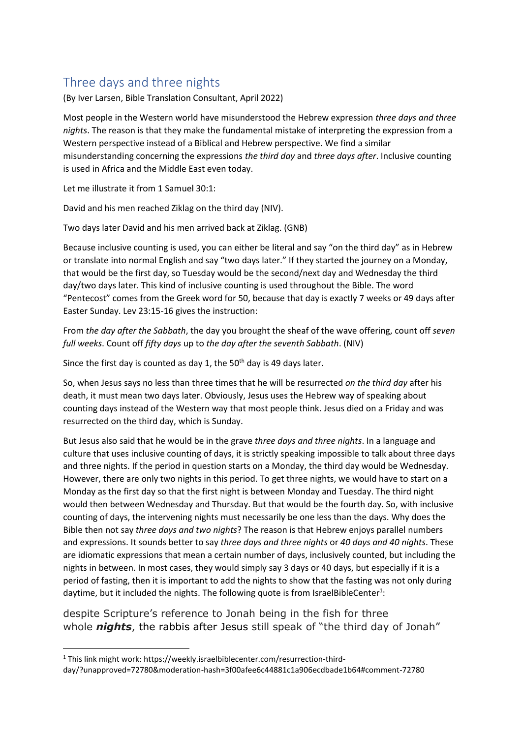## Three days and three nights

(By Iver Larsen, Bible Translation Consultant, April 2022)

Most people in the Western world have misunderstood the Hebrew expression *three days and three nights*. The reason is that they make the fundamental mistake of interpreting the expression from a Western perspective instead of a Biblical and Hebrew perspective. We find a similar misunderstanding concerning the expressions *the third day* and *three days after*. Inclusive counting is used in Africa and the Middle East even today.

Let me illustrate it from 1 Samuel 30:1:

David and his men reached Ziklag on the third day (NIV).

Two days later David and his men arrived back at Ziklag. (GNB)

Because inclusive counting is used, you can either be literal and say "on the third day" as in Hebrew or translate into normal English and say "two days later." If they started the journey on a Monday, that would be the first day, so Tuesday would be the second/next day and Wednesday the third day/two days later. This kind of inclusive counting is used throughout the Bible. The word "Pentecost" comes from the Greek word for 50, because that day is exactly 7 weeks or 49 days after Easter Sunday. Lev 23:15-16 gives the instruction:

From *the day after the Sabbath*, the day you brought the sheaf of the wave offering, count off *seven full weeks*. Count off *fifty days* up to *the day after the seventh Sabbath*. (NIV)

Since the first day is counted as day 1, the 50th day is 49 days later.

So, when Jesus says no less than three times that he will be resurrected *on the third day* after his death, it must mean two days later. Obviously, Jesus uses the Hebrew way of speaking about counting days instead of the Western way that most people think. Jesus died on a Friday and was resurrected on the third day, which is Sunday.

But Jesus also said that he would be in the grave *three days and three nights*. In a language and culture that uses inclusive counting of days, it is strictly speaking impossible to talk about three days and three nights. If the period in question starts on a Monday, the third day would be Wednesday. However, there are only two nights in this period. To get three nights, we would have to start on a Monday as the first day so that the first night is between Monday and Tuesday. The third night would then between Wednesday and Thursday. But that would be the fourth day. So, with inclusive counting of days, the intervening nights must necessarily be one less than the days. Why does the Bible then not say *three days and two nights*? The reason is that Hebrew enjoys parallel numbers and expressions. It sounds better to say *three days and three nights* or *40 days and 40 nights*. These are idiomatic expressions that mean a certain number of days, inclusively counted, but including the nights in between. In most cases, they would simply say 3 days or 40 days, but especially if it is a period of fasting, then it is important to add the nights to show that the fasting was not only during daytime, but it included the nights. The following quote is from IsraelBibleCenter[1]:

despite Scripture's reference to Jonah being in the fish for three whole ***nights***, the rabbis after Jesus still speak of "the third day of Jonah"

[1] This link might work: https://weekly.israelbiblecenter.com/resurrection-third-day/?unapproved=72780&moderation-hash=3f00afee6c44881c1a906ecdbade1b64#comment-72780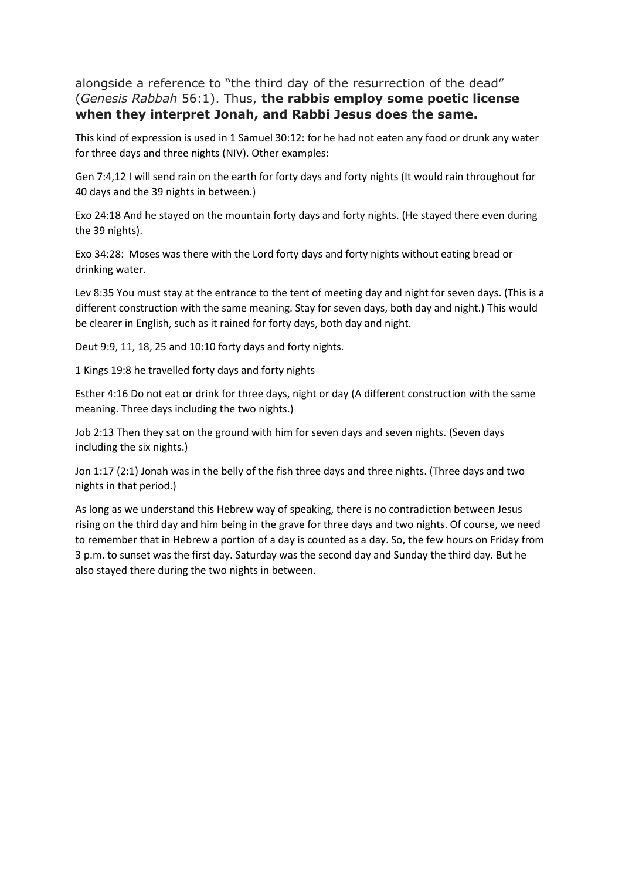alongside a reference to "the third day of the resurrection of the dead" (*Genesis Rabbah* 56:1). Thus, **the rabbis employ some poetic license when they interpret Jonah, and Rabbi Jesus does the same.**

This kind of expression is used in 1 Samuel 30:12: for he had not eaten any food or drunk any water for three days and three nights (NIV). Other examples:

Gen 7:4,12 I will send rain on the earth for forty days and forty nights (It would rain throughout for 40 days and the 39 nights in between.)

Exo 24:18 And he stayed on the mountain forty days and forty nights. (He stayed there even during the 39 nights).

Exo 34:28: Moses was there with the Lord forty days and forty nights without eating bread or drinking water.

Lev 8:35 You must stay at the entrance to the tent of meeting day and night for seven days. (This is a different construction with the same meaning. Stay for seven days, both day and night.) This would be clearer in English, such as it rained for forty days, both day and night.

Deut 9:9, 11, 18, 25 and 10:10 forty days and forty nights.

1 Kings 19:8 he travelled forty days and forty nights

Esther 4:16 Do not eat or drink for three days, night or day (A different construction with the same meaning. Three days including the two nights.)

Job 2:13 Then they sat on the ground with him for seven days and seven nights. (Seven days including the six nights.)

Jon 1:17 (2:1) Jonah was in the belly of the fish three days and three nights. (Three days and two nights in that period.)

As long as we understand this Hebrew way of speaking, there is no contradiction between Jesus rising on the third day and him being in the grave for three days and two nights. Of course, we need to remember that in Hebrew a portion of a day is counted as a day. So, the few hours on Friday from 3 p.m. to sunset was the first day. Saturday was the second day and Sunday the third day. But he also stayed there during the two nights in between.